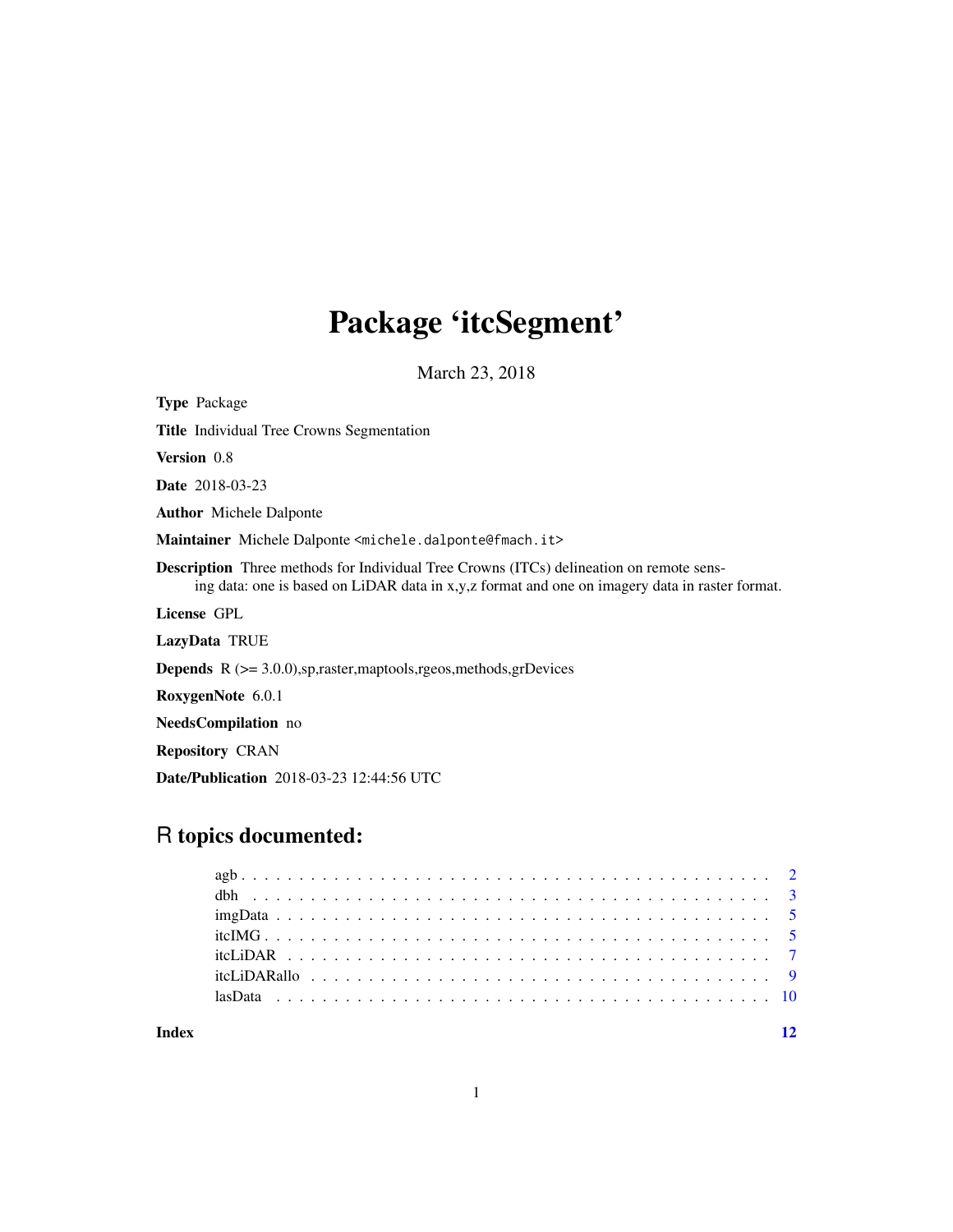# Package 'itcSegment'

March 23, 2018

**Type** Package

**Title** Individual Tree Crowns Segmentation

**Version** 0.8

**Date** 2018-03-23

**Author** Michele Dalponte

**Maintainer** Michele Dalponte <michele.dalponte@fmach.it>

**Description** Three methods for Individual Tree Crowns (ITCs) delineation on remote sensing data: one is based on LiDAR data in x,y,z format and one on imagery data in raster format.

**License** GPL

**LazyData** TRUE

**Depends** R (>= 3.0.0),sp,raster,maptools,rgeos,methods,grDevices

**RoxygenNote** 6.0.1

**NeedsCompilation** no

**Repository** CRAN

**Date/Publication** 2018-03-23 12:44:56 UTC

## R topics documented:

- agb . . . . . . . . . . . . . . . . . . . . . . . . . . . . . . . . . . . . . . . . . 2
- dbh . . . . . . . . . . . . . . . . . . . . . . . . . . . . . . . . . . . . . . . . . 3
- imgData . . . . . . . . . . . . . . . . . . . . . . . . . . . . . . . . . . . . . . . 5
- itcIMG . . . . . . . . . . . . . . . . . . . . . . . . . . . . . . . . . . . . . . . . 5
- itcLiDAR . . . . . . . . . . . . . . . . . . . . . . . . . . . . . . . . . . . . . . . 7
- itcLiDARallo . . . . . . . . . . . . . . . . . . . . . . . . . . . . . . . . . . . . . 9
- lasData . . . . . . . . . . . . . . . . . . . . . . . . . . . . . . . . . . . . . . . 10

**Index** **12**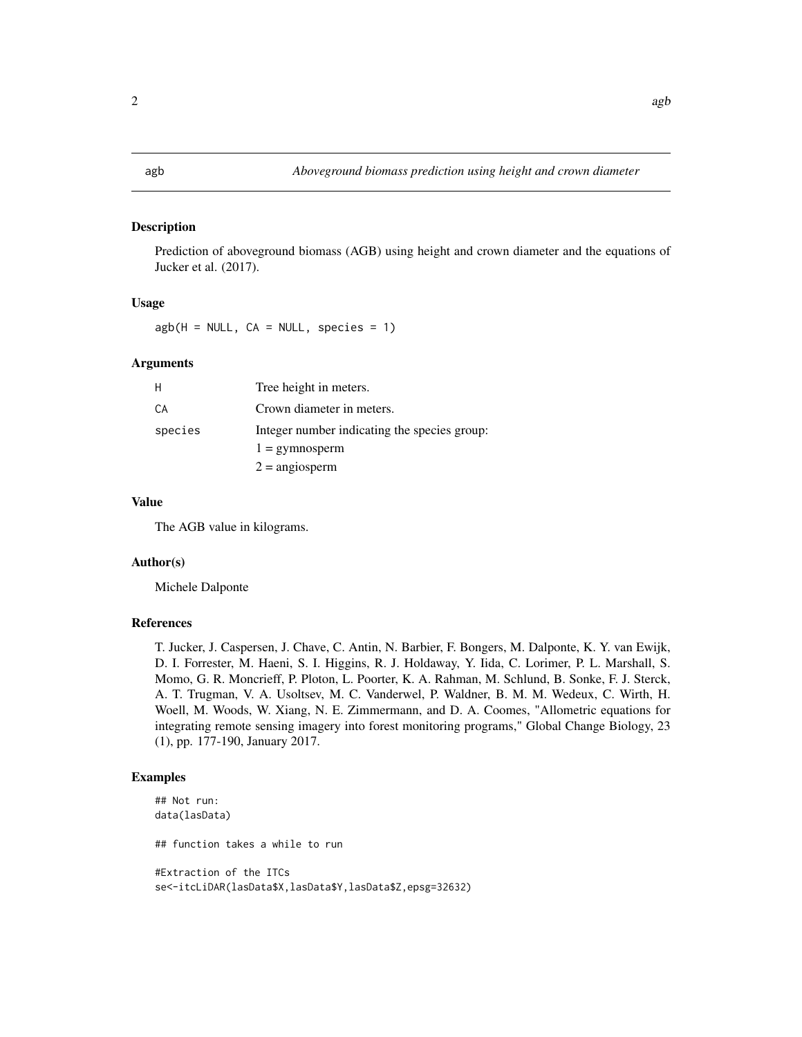## agb — *Aboveground biomass prediction using height and crown diameter*

### Description

Prediction of aboveground biomass (AGB) using height and crown diameter and the equations of Jucker et al. (2017).

### Usage

```
agb(H = NULL, CA = NULL, species = 1)
```

### Arguments

| | |
|---|---|
| H | Tree height in meters. |
| CA | Crown diameter in meters. |
| species | Integer number indicating the species group:<br>1 = gymnosperm<br>2 = angiosperm |

### Value

The AGB value in kilograms.

### Author(s)

Michele Dalponte

### References

T. Jucker, J. Caspersen, J. Chave, C. Antin, N. Barbier, F. Bongers, M. Dalponte, K. Y. van Ewijk, D. I. Forrester, M. Haeni, S. I. Higgins, R. J. Holdaway, Y. Iida, C. Lorimer, P. L. Marshall, S. Momo, G. R. Moncrieff, P. Ploton, L. Poorter, K. A. Rahman, M. Schlund, B. Sonke, F. J. Sterck, A. T. Trugman, V. A. Usoltsev, M. C. Vanderwel, P. Waldner, B. M. M. Wedeux, C. Wirth, H. Woell, M. Woods, W. Xiang, N. E. Zimmermann, and D. A. Coomes, "Allometric equations for integrating remote sensing imagery into forest monitoring programs," Global Change Biology, 23 (1), pp. 177-190, January 2017.

### Examples

```
## Not run:
data(lasData)

## function takes a while to run

#Extraction of the ITCs
se<-itcLiDAR(lasData$X,lasData$Y,lasData$Z,epsg=32632)
```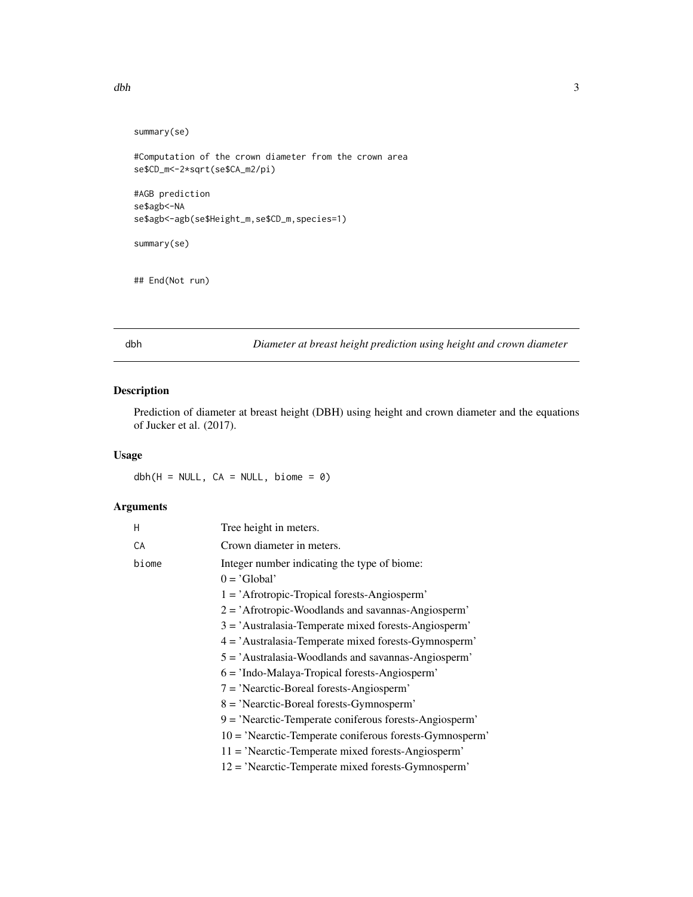```
summary(se)

#Computation of the crown diameter from the crown area
se$CD_m<-2*sqrt(se$CA_m2/pi)

#AGB prediction
se$agb<-NA
se$agb<-agb(se$Height_m,se$CD_m,species=1)

summary(se)


## End(Not run)
```

## dbh — *Diameter at breast height prediction using height and crown diameter*

### Description

Prediction of diameter at breast height (DBH) using height and crown diameter and the equations of Jucker et al. (2017).

### Usage

```
dbh(H = NULL, CA = NULL, biome = 0)
```

### Arguments

| | |
|---|---|
| H | Tree height in meters. |
| CA | Crown diameter in meters. |
| biome | Integer number indicating the type of biome:<br>0 = 'Global'<br>1 = 'Afrotropic-Tropical forests-Angiosperm'<br>2 = 'Afrotropic-Woodlands and savannas-Angiosperm'<br>3 = 'Australasia-Temperate mixed forests-Angiosperm'<br>4 = 'Australasia-Temperate mixed forests-Gymnosperm'<br>5 = 'Australasia-Woodlands and savannas-Angiosperm'<br>6 = 'Indo-Malaya-Tropical forests-Angiosperm'<br>7 = 'Nearctic-Boreal forests-Angiosperm'<br>8 = 'Nearctic-Boreal forests-Gymnosperm'<br>9 = 'Nearctic-Temperate coniferous forests-Angiosperm'<br>10 = 'Nearctic-Temperate coniferous forests-Gymnosperm'<br>11 = 'Nearctic-Temperate mixed forests-Angiosperm'<br>12 = 'Nearctic-Temperate mixed forests-Gymnosperm' |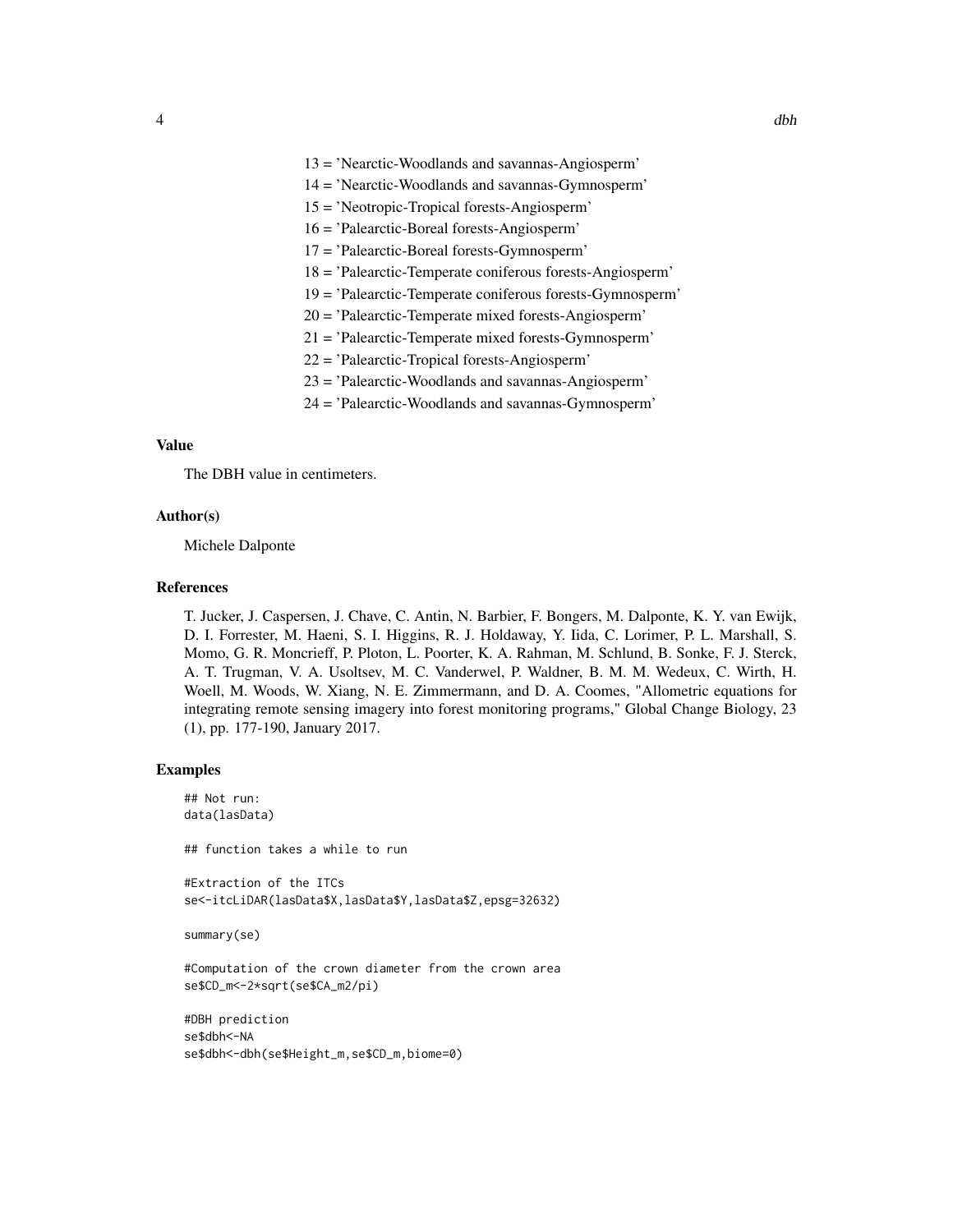13 = 'Nearctic-Woodlands and savannas-Angiosperm'
14 = 'Nearctic-Woodlands and savannas-Gymnosperm'
15 = 'Neotropic-Tropical forests-Angiosperm'
16 = 'Palearctic-Boreal forests-Angiosperm'
17 = 'Palearctic-Boreal forests-Gymnosperm'
18 = 'Palearctic-Temperate coniferous forests-Angiosperm'
19 = 'Palearctic-Temperate coniferous forests-Gymnosperm'
20 = 'Palearctic-Temperate mixed forests-Angiosperm'
21 = 'Palearctic-Temperate mixed forests-Gymnosperm'
22 = 'Palearctic-Tropical forests-Angiosperm'
23 = 'Palearctic-Woodlands and savannas-Angiosperm'
24 = 'Palearctic-Woodlands and savannas-Gymnosperm'

### Value

The DBH value in centimeters.

### Author(s)

Michele Dalponte

### References

T. Jucker, J. Caspersen, J. Chave, C. Antin, N. Barbier, F. Bongers, M. Dalponte, K. Y. van Ewijk, D. I. Forrester, M. Haeni, S. I. Higgins, R. J. Holdaway, Y. Iida, C. Lorimer, P. L. Marshall, S. Momo, G. R. Moncrieff, P. Ploton, L. Poorter, K. A. Rahman, M. Schlund, B. Sonke, F. J. Sterck, A. T. Trugman, V. A. Usoltsev, M. C. Vanderwel, P. Waldner, B. M. M. Wedeux, C. Wirth, H. Woell, M. Woods, W. Xiang, N. E. Zimmermann, and D. A. Coomes, "Allometric equations for integrating remote sensing imagery into forest monitoring programs," Global Change Biology, 23 (1), pp. 177-190, January 2017.

### Examples

```
## Not run:
data(lasData)

## function takes a while to run

#Extraction of the ITCs
se<-itcLiDAR(lasData$X,lasData$Y,lasData$Z,epsg=32632)

summary(se)

#Computation of the crown diameter from the crown area
se$CD_m<-2*sqrt(se$CA_m2/pi)

#DBH prediction
se$dbh<-NA
se$dbh<-dbh(se$Height_m,se$CD_m,biome=0)
```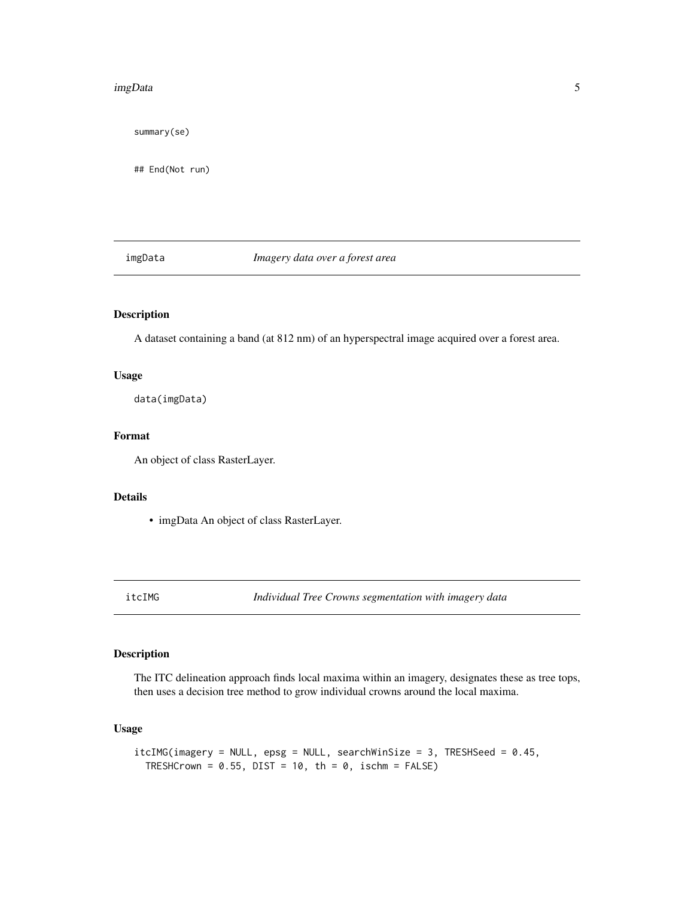```
summary(se)

## End(Not run)
```

## imgData — *Imagery data over a forest area*

### Description

A dataset containing a band (at 812 nm) of an hyperspectral image acquired over a forest area.

### Usage

```
data(imgData)
```

### Format

An object of class RasterLayer.

### Details

- imgData An object of class RasterLayer.

## itcIMG — *Individual Tree Crowns segmentation with imagery data*

### Description

The ITC delineation approach finds local maxima within an imagery, designates these as tree tops, then uses a decision tree method to grow individual crowns around the local maxima.

### Usage

```
itcIMG(imagery = NULL, epsg = NULL, searchWinSize = 3, TRESHSeed = 0.45,
  TRESHCrown = 0.55, DIST = 10, th = 0, ischm = FALSE)
```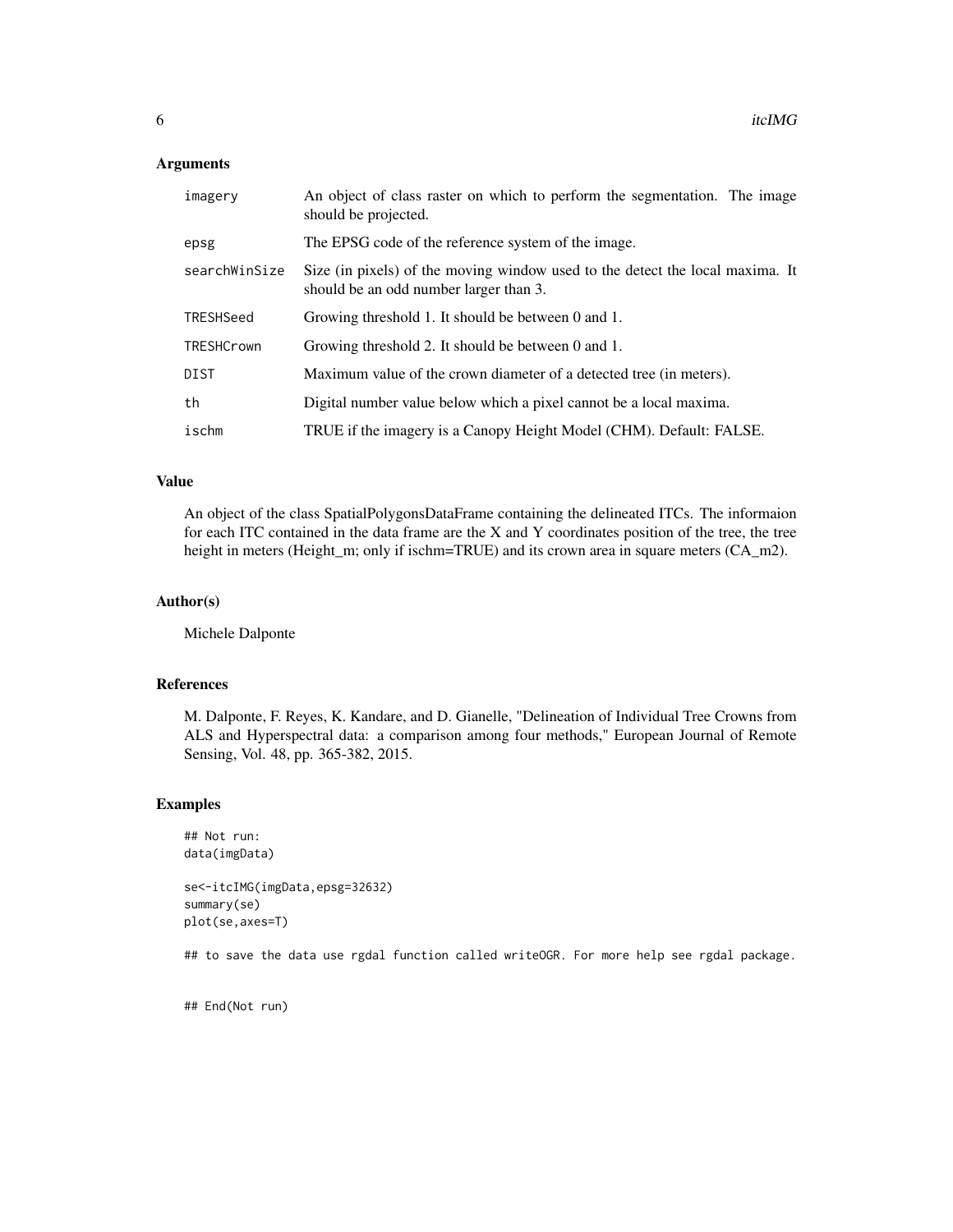## Arguments

| | |
|---|---|
| imagery | An object of class raster on which to perform the segmentation. The image should be projected. |
| epsg | The EPSG code of the reference system of the image. |
| searchWinSize | Size (in pixels) of the moving window used to the detect the local maxima. It should be an odd number larger than 3. |
| TRESHSeed | Growing threshold 1. It should be between 0 and 1. |
| TRESHCrown | Growing threshold 2. It should be between 0 and 1. |
| DIST | Maximum value of the crown diameter of a detected tree (in meters). |
| th | Digital number value below which a pixel cannot be a local maxima. |
| ischm | TRUE if the imagery is a Canopy Height Model (CHM). Default: FALSE. |

## Value

An object of the class SpatialPolygonsDataFrame containing the delineated ITCs. The informaion for each ITC contained in the data frame are the X and Y coordinates position of the tree, the tree height in meters (Height_m; only if ischm=TRUE) and its crown area in square meters (CA_m2).

## Author(s)

Michele Dalponte

## References

M. Dalponte, F. Reyes, K. Kandare, and D. Gianelle, "Delineation of Individual Tree Crowns from ALS and Hyperspectral data: a comparison among four methods," European Journal of Remote Sensing, Vol. 48, pp. 365-382, 2015.

## Examples

```
## Not run:
data(imgData)

se<-itcIMG(imgData,epsg=32632)
summary(se)
plot(se,axes=T)

## to save the data use rgdal function called writeOGR. For more help see rgdal package.


## End(Not run)
```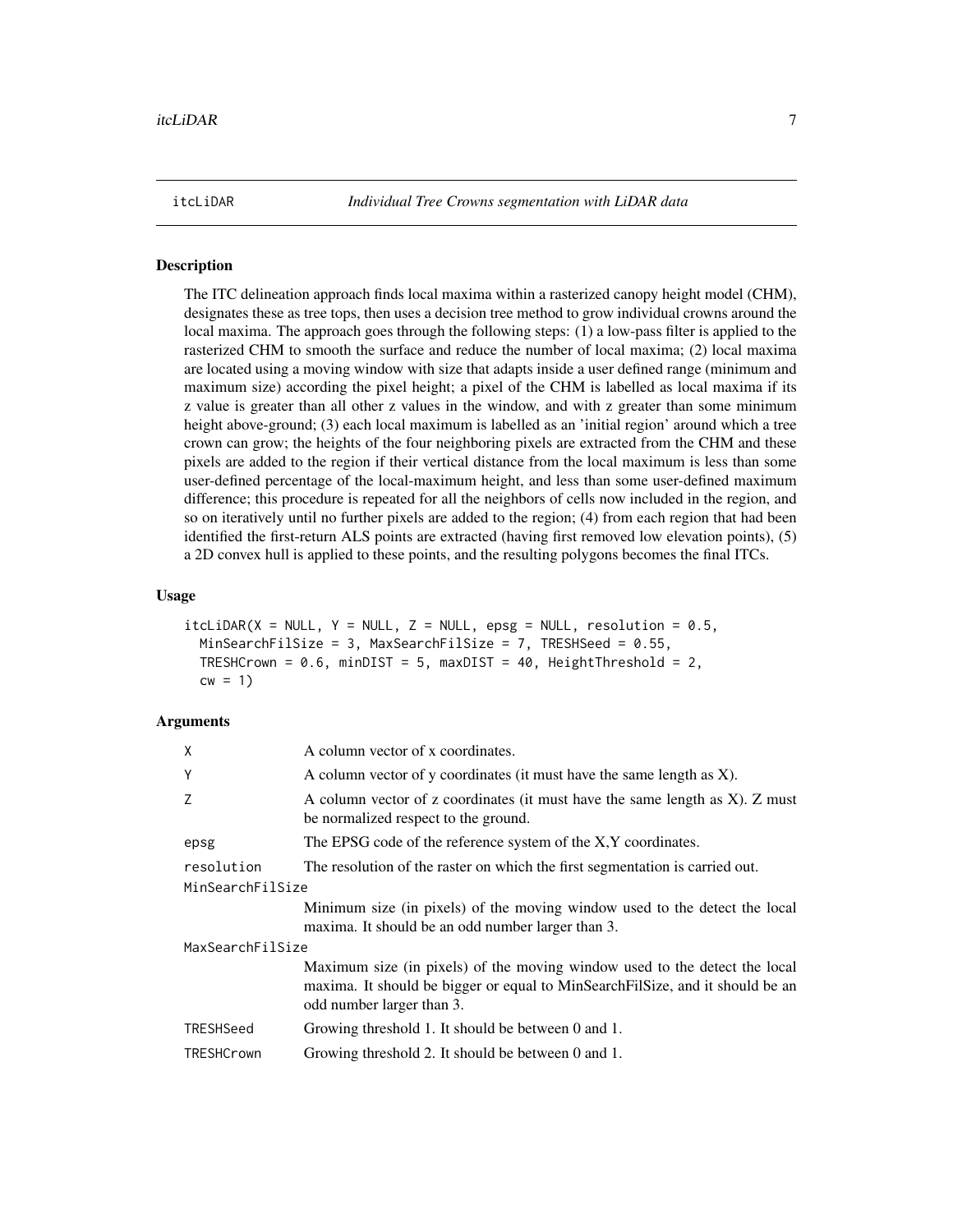`itcLiDAR` *Individual Tree Crowns segmentation with LiDAR data*

## Description

The ITC delineation approach finds local maxima within a rasterized canopy height model (CHM), designates these as tree tops, then uses a decision tree method to grow individual crowns around the local maxima. The approach goes through the following steps: (1) a low-pass filter is applied to the rasterized CHM to smooth the surface and reduce the number of local maxima; (2) local maxima are located using a moving window with size that adapts inside a user defined range (minimum and maximum size) according the pixel height; a pixel of the CHM is labelled as local maxima if its z value is greater than all other z values in the window, and with z greater than some minimum height above-ground; (3) each local maximum is labelled as an 'initial region' around which a tree crown can grow; the heights of the four neighboring pixels are extracted from the CHM and these pixels are added to the region if their vertical distance from the local maximum is less than some user-defined percentage of the local-maximum height, and less than some user-defined maximum difference; this procedure is repeated for all the neighbors of cells now included in the region, and so on iteratively until no further pixels are added to the region; (4) from each region that had been identified the first-return ALS points are extracted (having first removed low elevation points), (5) a 2D convex hull is applied to these points, and the resulting polygons becomes the final ITCs.

## Usage

```
itcLiDAR(X = NULL, Y = NULL, Z = NULL, epsg = NULL, resolution = 0.5,
  MinSearchFilSize = 3, MaxSearchFilSize = 7, TRESHSeed = 0.55,
  TRESHCrown = 0.6, minDIST = 5, maxDIST = 40, HeightThreshold = 2,
  cw = 1)
```

## Arguments

| Argument | Description |
|---|---|
| `X` | A column vector of x coordinates. |
| `Y` | A column vector of y coordinates (it must have the same length as X). |
| `Z` | A column vector of z coordinates (it must have the same length as X). Z must be normalized respect to the ground. |
| `epsg` | The EPSG code of the reference system of the X,Y coordinates. |
| `resolution` | The resolution of the raster on which the first segmentation is carried out. |
| `MinSearchFilSize` | Minimum size (in pixels) of the moving window used to the detect the local maxima. It should be an odd number larger than 3. |
| `MaxSearchFilSize` | Maximum size (in pixels) of the moving window used to the detect the local maxima. It should be bigger or equal to MinSearchFilSize, and it should be an odd number larger than 3. |
| `TRESHSeed` | Growing threshold 1. It should be between 0 and 1. |
| `TRESHCrown` | Growing threshold 2. It should be between 0 and 1. |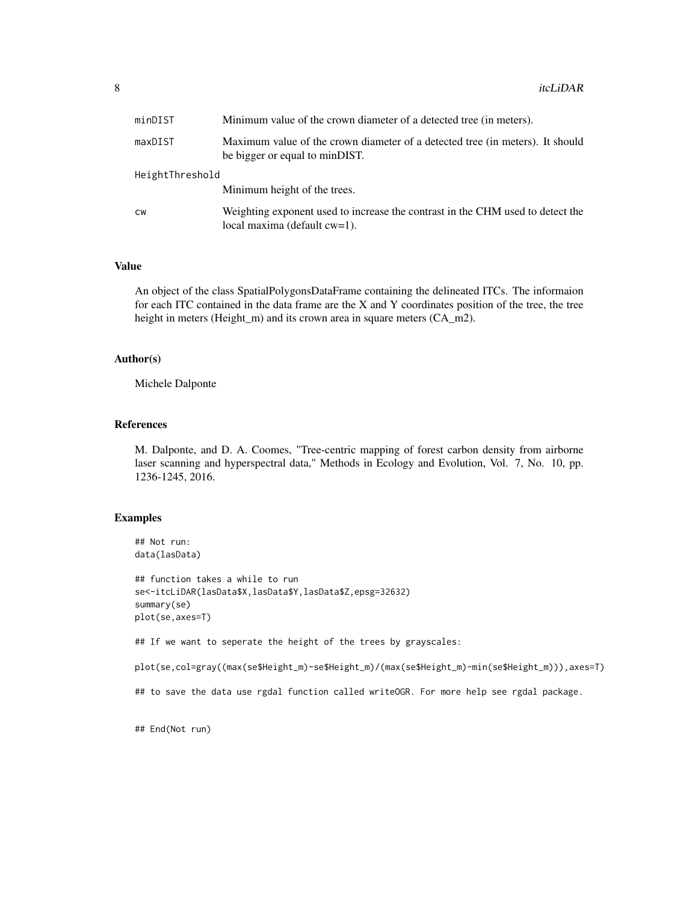minDIST
: Minimum value of the crown diameter of a detected tree (in meters).

maxDIST
: Maximum value of the crown diameter of a detected tree (in meters). It should be bigger or equal to minDIST.

HeightThreshold
: Minimum height of the trees.

cw
: Weighting exponent used to increase the contrast in the CHM used to detect the local maxima (default cw=1).

### Value

An object of the class SpatialPolygonsDataFrame containing the delineated ITCs. The informaion for each ITC contained in the data frame are the X and Y coordinates position of the tree, the tree height in meters (Height_m) and its crown area in square meters (CA_m2).

### Author(s)

Michele Dalponte

### References

M. Dalponte, and D. A. Coomes, "Tree-centric mapping of forest carbon density from airborne laser scanning and hyperspectral data," Methods in Ecology and Evolution, Vol. 7, No. 10, pp. 1236-1245, 2016.

### Examples

```
## Not run:
data(lasData)

## function takes a while to run
se<-itcLiDAR(lasData$X,lasData$Y,lasData$Z,epsg=32632)
summary(se)
plot(se,axes=T)

## If we want to seperate the height of the trees by grayscales:

plot(se,col=gray((max(se$Height_m)-se$Height_m)/(max(se$Height_m)-min(se$Height_m))),axes=T)

## to save the data use rgdal function called writeOGR. For more help see rgdal package.


## End(Not run)
```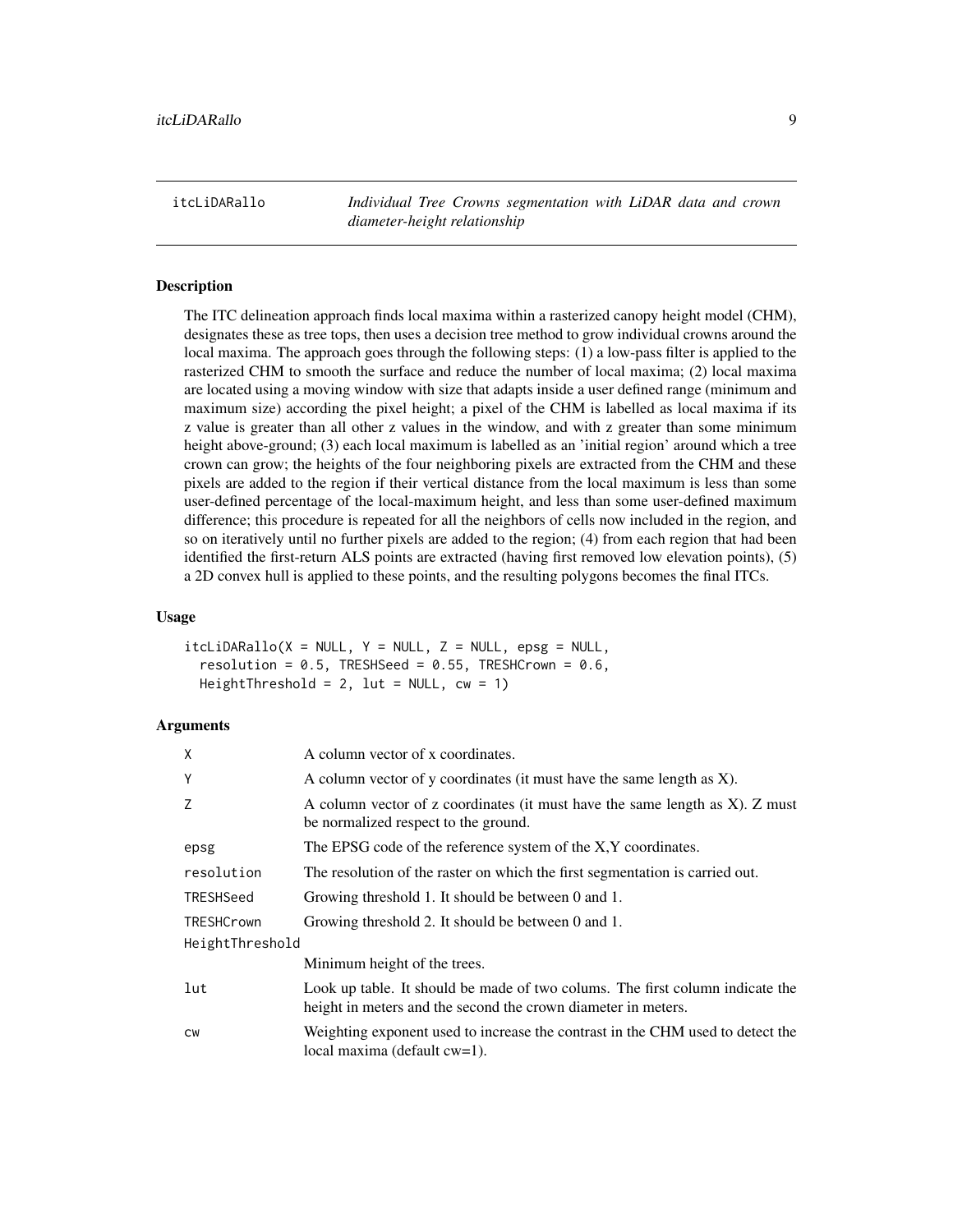# itcLiDARallo

*Individual Tree Crowns segmentation with LiDAR data and crown diameter-height relationship*

## Description

The ITC delineation approach finds local maxima within a rasterized canopy height model (CHM), designates these as tree tops, then uses a decision tree method to grow individual crowns around the local maxima. The approach goes through the following steps: (1) a low-pass filter is applied to the rasterized CHM to smooth the surface and reduce the number of local maxima; (2) local maxima are located using a moving window with size that adapts inside a user defined range (minimum and maximum size) according the pixel height; a pixel of the CHM is labelled as local maxima if its z value is greater than all other z values in the window, and with z greater than some minimum height above-ground; (3) each local maximum is labelled as an 'initial region' around which a tree crown can grow; the heights of the four neighboring pixels are extracted from the CHM and these pixels are added to the region if their vertical distance from the local maximum is less than some user-defined percentage of the local-maximum height, and less than some user-defined maximum difference; this procedure is repeated for all the neighbors of cells now included in the region, and so on iteratively until no further pixels are added to the region; (4) from each region that had been identified the first-return ALS points are extracted (having first removed low elevation points), (5) a 2D convex hull is applied to these points, and the resulting polygons becomes the final ITCs.

## Usage

```
itcLiDARallo(X = NULL, Y = NULL, Z = NULL, epsg = NULL,
  resolution = 0.5, TRESHSeed = 0.55, TRESHCrown = 0.6,
  HeightThreshold = 2, lut = NULL, cw = 1)
```

## Arguments

| | |
|---|---|
| X | A column vector of x coordinates. |
| Y | A column vector of y coordinates (it must have the same length as X). |
| Z | A column vector of z coordinates (it must have the same length as X). Z must be normalized respect to the ground. |
| epsg | The EPSG code of the reference system of the X,Y coordinates. |
| resolution | The resolution of the raster on which the first segmentation is carried out. |
| TRESHSeed | Growing threshold 1. It should be between 0 and 1. |
| TRESHCrown | Growing threshold 2. It should be between 0 and 1. |
| HeightThreshold | Minimum height of the trees. |
| lut | Look up table. It should be made of two colums. The first column indicate the height in meters and the second the crown diameter in meters. |
| cw | Weighting exponent used to increase the contrast in the CHM used to detect the local maxima (default cw=1). |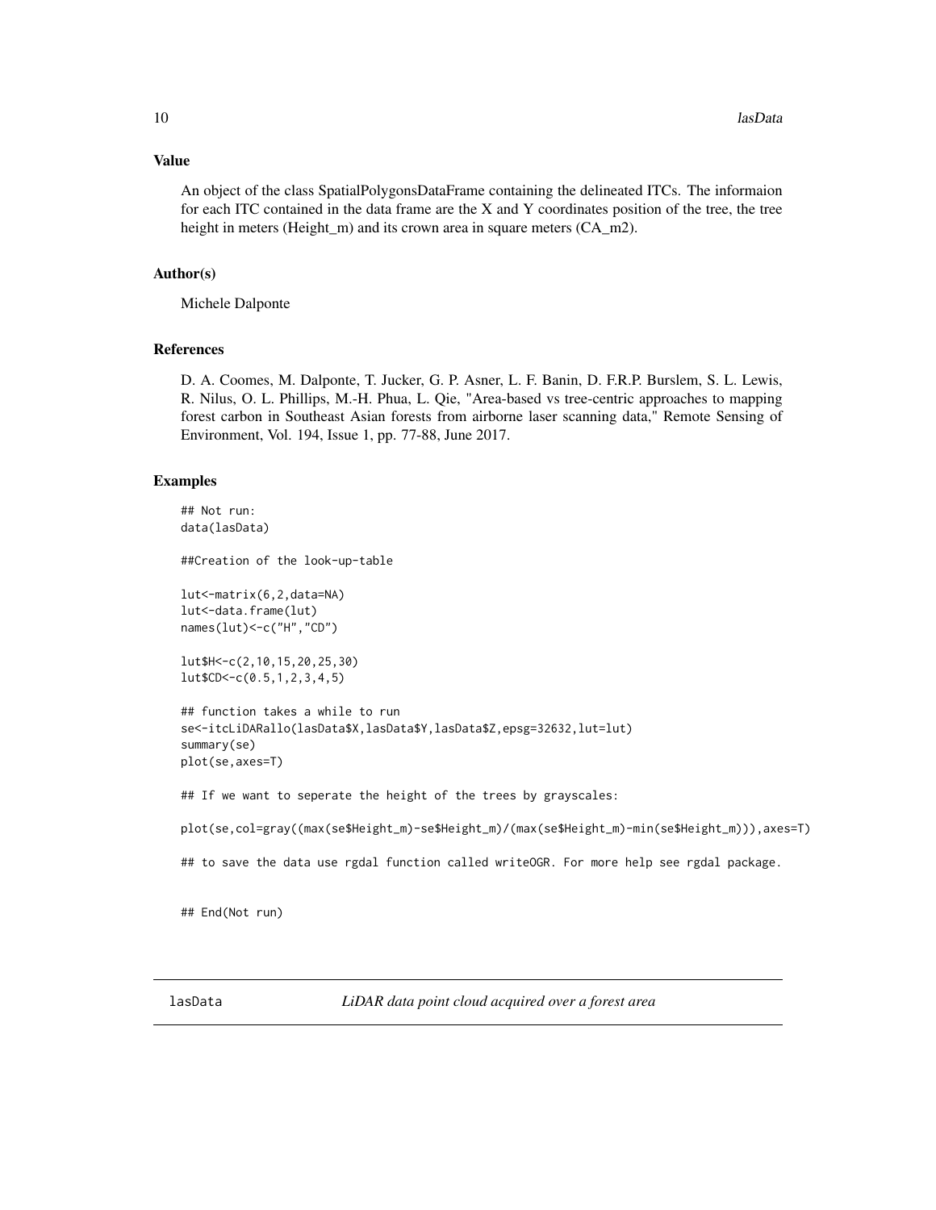### Value

An object of the class SpatialPolygonsDataFrame containing the delineated ITCs. The informaion for each ITC contained in the data frame are the X and Y coordinates position of the tree, the tree height in meters (Height_m) and its crown area in square meters (CA_m2).

### Author(s)

Michele Dalponte

### References

D. A. Coomes, M. Dalponte, T. Jucker, G. P. Asner, L. F. Banin, D. F.R.P. Burslem, S. L. Lewis, R. Nilus, O. L. Phillips, M.-H. Phua, L. Qie, "Area-based vs tree-centric approaches to mapping forest carbon in Southeast Asian forests from airborne laser scanning data," Remote Sensing of Environment, Vol. 194, Issue 1, pp. 77-88, June 2017.

### Examples

```
## Not run:
data(lasData)

##Creation of the look-up-table

lut<-matrix(6,2,data=NA)
lut<-data.frame(lut)
names(lut)<-c("H","CD")

lut$H<-c(2,10,15,20,25,30)
lut$CD<-c(0.5,1,2,3,4,5)

## function takes a while to run
se<-itcLiDARallo(lasData$X,lasData$Y,lasData$Z,epsg=32632,lut=lut)
summary(se)
plot(se,axes=T)

## If we want to seperate the height of the trees by grayscales:

plot(se,col=gray((max(se$Height_m)-se$Height_m)/(max(se$Height_m)-min(se$Height_m))),axes=T)

## to save the data use rgdal function called writeOGR. For more help see rgdal package.


## End(Not run)
```

---

lasData *LiDAR data point cloud acquired over a forest area*

---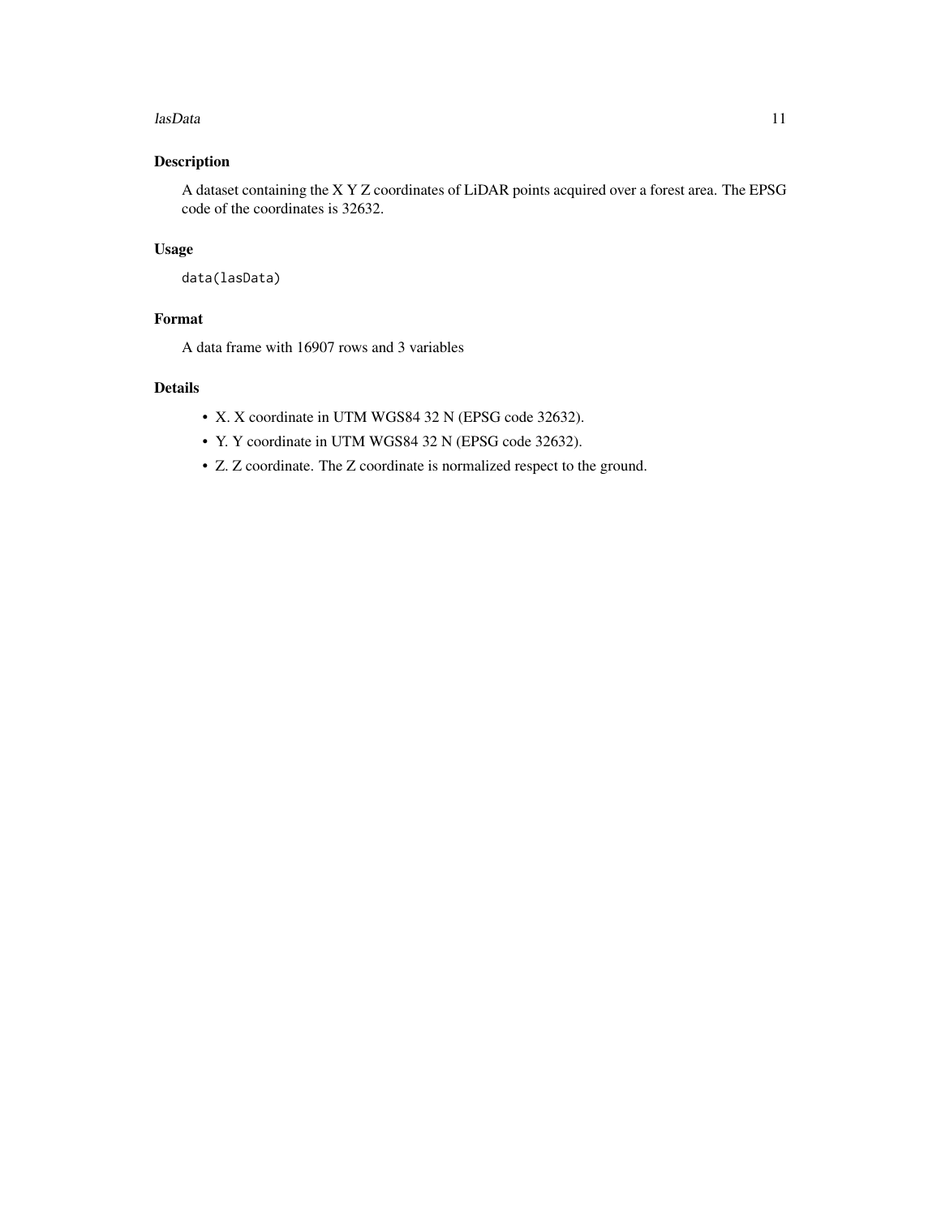## Description

A dataset containing the X Y Z coordinates of LiDAR points acquired over a forest area. The EPSG code of the coordinates is 32632.

## Usage

```
data(lasData)
```

## Format

A data frame with 16907 rows and 3 variables

## Details

- X. X coordinate in UTM WGS84 32 N (EPSG code 32632).
- Y. Y coordinate in UTM WGS84 32 N (EPSG code 32632).
- Z. Z coordinate. The Z coordinate is normalized respect to the ground.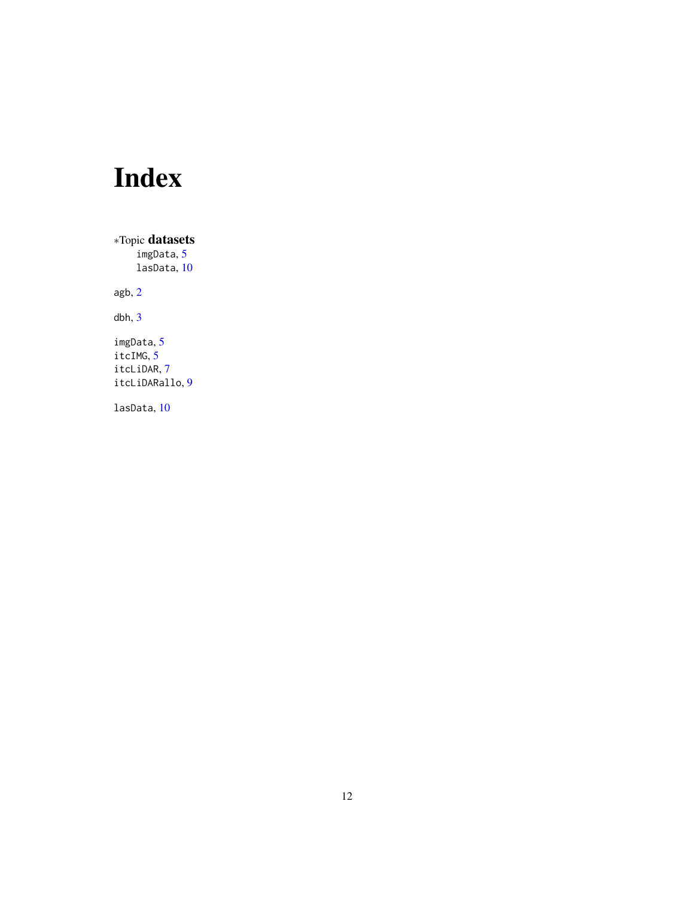# Index

∗Topic **datasets**
  imgData, 5
  lasData, 10

agb, 2

dbh, 3

imgData, 5
itcIMG, 5
itcLiDAR, 7
itcLiDARallo, 9

lasData, 10